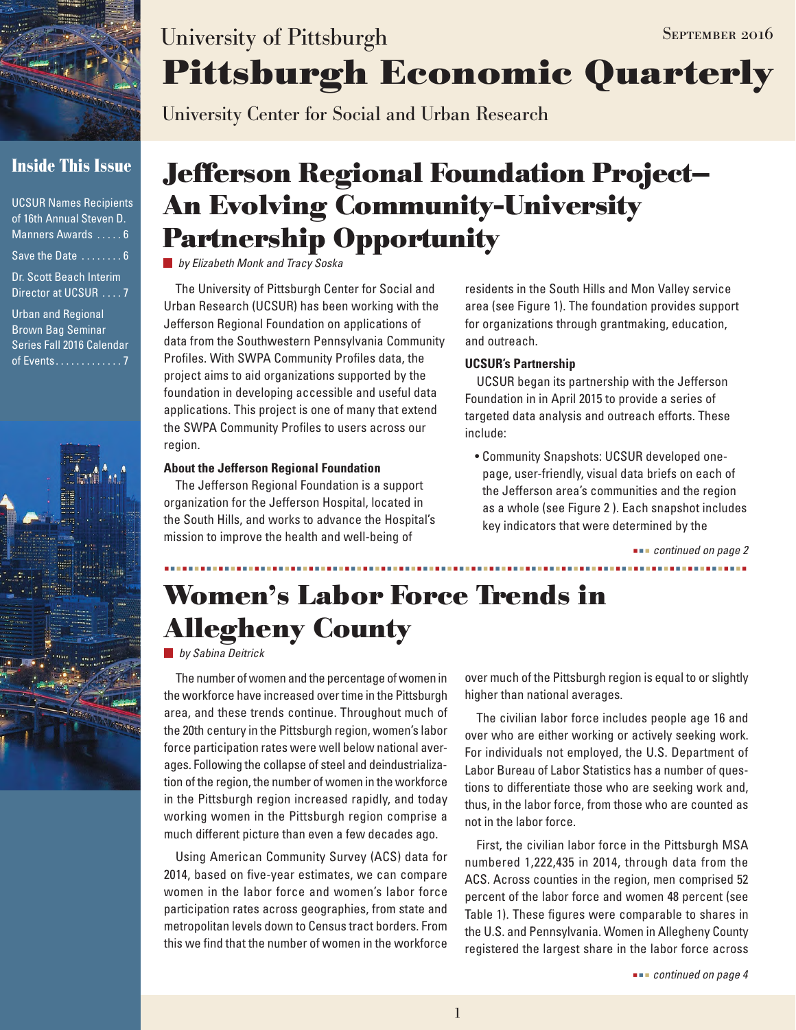University of Pittsburgh

# Pittsburgh Economic Quarterly

September 2016

University Center for Social and Urban Research

**Inside This Issue**

- UCSUR Names Recipients of 16th Annual Steven D. Manners Awards ..... 6
- Save the Date ........ 6
- Dr. Scott Beach Interim Director at UCSUR .... 7
- Urban and Regional Brown Bag Seminar Series Fall 2016 Calendar of Events............. 7

## Jefferson Regional Foundation Project–An Evolving Community-University Partnership Opportunity

*by Elizabeth Monk and Tracy Soska*

The University of Pittsburgh Center for Social and Urban Research (UCSUR) has been working with the Jefferson Regional Foundation on applications of data from the Southwestern Pennsylvania Community Profiles. With SWPA Community Profiles data, the project aims to aid organizations supported by the foundation in developing accessible and useful data applications. This project is one of many that extend the SWPA Community Profiles to users across our region.

**About the Jefferson Regional Foundation**

The Jefferson Regional Foundation is a support organization for the Jefferson Hospital, located in the South Hills, and works to advance the Hospital's mission to improve the health and well-being of residents in the South Hills and Mon Valley service area (see Figure 1). The foundation provides support for organizations through grantmaking, education, and outreach.

**UCSUR's Partnership**

UCSUR began its partnership with the Jefferson Foundation in in April 2015 to provide a series of targeted data analysis and outreach efforts. These include:

- Community Snapshots: UCSUR developed one-page, user-friendly, visual data briefs on each of the Jefferson area's communities and the region as a whole (see Figure 2 ). Each snapshot includes key indicators that were determined by the

*continued on page 2*

## Women's Labor Force Trends in Allegheny County

*by Sabina Deitrick*

The number of women and the percentage of women in the workforce have increased over time in the Pittsburgh area, and these trends continue. Throughout much of the 20th century in the Pittsburgh region, women's labor force participation rates were well below national averages. Following the collapse of steel and deindustrialization of the region, the number of women in the workforce in the Pittsburgh region increased rapidly, and today working women in the Pittsburgh region comprise a much different picture than even a few decades ago.

Using American Community Survey (ACS) data for 2014, based on five-year estimates, we can compare women in the labor force and women's labor force participation rates across geographies, from state and metropolitan levels down to Census tract borders. From this we find that the number of women in the workforce over much of the Pittsburgh region is equal to or slightly higher than national averages.

The civilian labor force includes people age 16 and over who are either working or actively seeking work. For individuals not employed, the U.S. Department of Labor Bureau of Labor Statistics has a number of questions to differentiate those who are seeking work and, thus, in the labor force, from those who are counted as not in the labor force.

First, the civilian labor force in the Pittsburgh MSA numbered 1,222,435 in 2014, through data from the ACS. Across counties in the region, men comprised 52 percent of the labor force and women 48 percent (see Table 1). These figures were comparable to shares in the U.S. and Pennsylvania. Women in Allegheny County registered the largest share in the labor force across

*continued on page 4*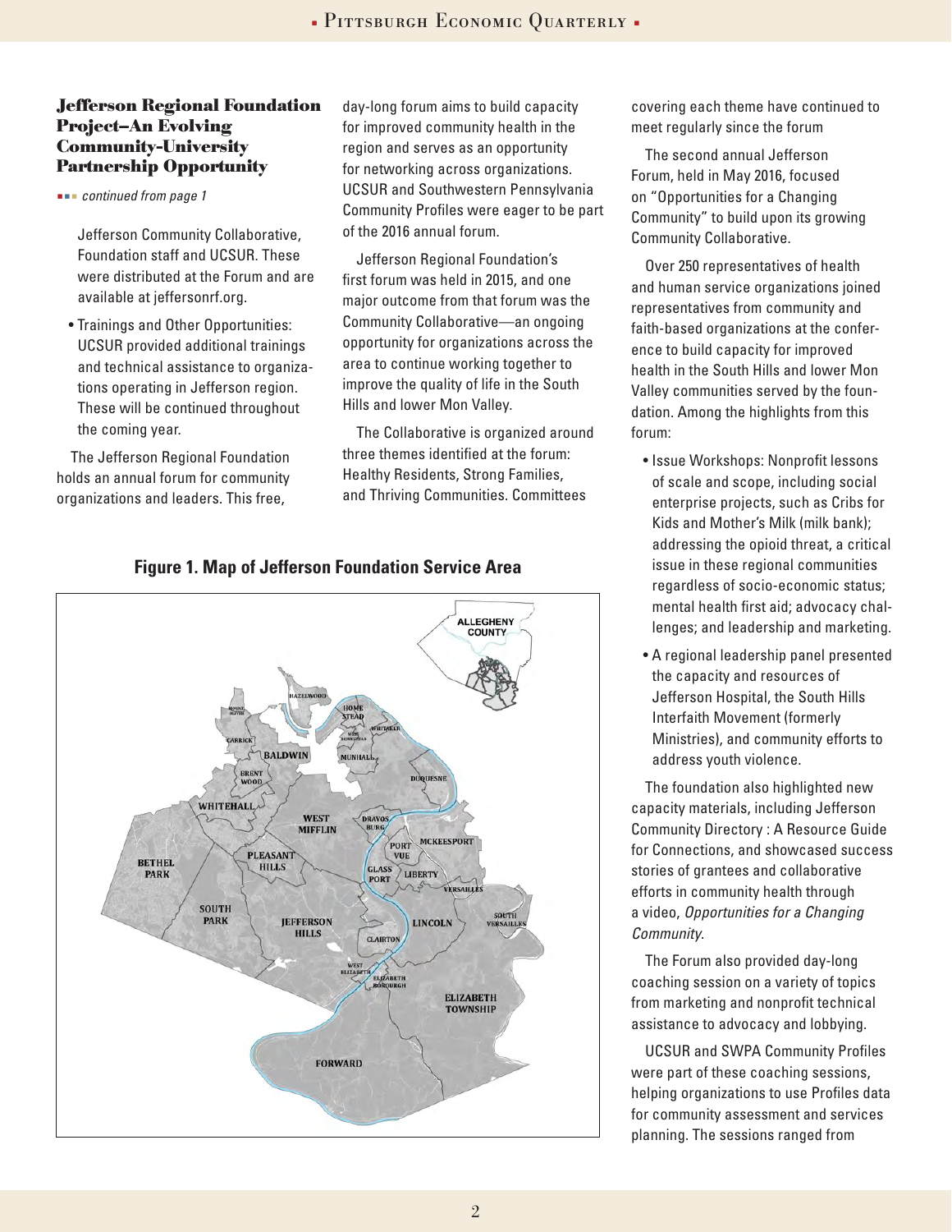### Jefferson Regional Foundation Project–An Evolving Community-University Partnership Opportunity

*continued from page 1*

Jefferson Community Collaborative, Foundation staff and UCSUR. These were distributed at the Forum and are available at jeffersonrf.org.

- Trainings and Other Opportunities: UCSUR provided additional trainings and technical assistance to organizations operating in Jefferson region. These will be continued throughout the coming year.

The Jefferson Regional Foundation holds an annual forum for community organizations and leaders. This free, day-long forum aims to build capacity for improved community health in the region and serves as an opportunity for networking across organizations. UCSUR and Southwestern Pennsylvania Community Profiles were eager to be part of the 2016 annual forum.

Jefferson Regional Foundation's first forum was held in 2015, and one major outcome from that forum was the Community Collaborative—an ongoing opportunity for organizations across the area to continue working together to improve the quality of life in the South Hills and lower Mon Valley.

The Collaborative is organized around three themes identified at the forum: Healthy Residents, Strong Families, and Thriving Communities. Committees covering each theme have continued to meet regularly since the forum

**Figure 1. Map of Jefferson Foundation Service Area**

The second annual Jefferson Forum, held in May 2016, focused on "Opportunities for a Changing Community" to build upon its growing Community Collaborative.

Over 250 representatives of health and human service organizations joined representatives from community and faith-based organizations at the conference to build capacity for improved health in the South Hills and lower Mon Valley communities served by the foundation. Among the highlights from this forum:

- Issue Workshops: Nonprofit lessons of scale and scope, including social enterprise projects, such as Cribs for Kids and Mother's Milk (milk bank); addressing the opioid threat, a critical issue in these regional communities regardless of socio-economic status; mental health first aid; advocacy challenges; and leadership and marketing.
- A regional leadership panel presented the capacity and resources of Jefferson Hospital, the South Hills Interfaith Movement (formerly Ministries), and community efforts to address youth violence.

The foundation also highlighted new capacity materials, including Jefferson Community Directory : A Resource Guide for Connections, and showcased success stories of grantees and collaborative efforts in community health through a video, *Opportunities for a Changing Community*.

The Forum also provided day-long coaching session on a variety of topics from marketing and nonprofit technical assistance to advocacy and lobbying.

UCSUR and SWPA Community Profiles were part of these coaching sessions, helping organizations to use Profiles data for community assessment and services planning. The sessions ranged from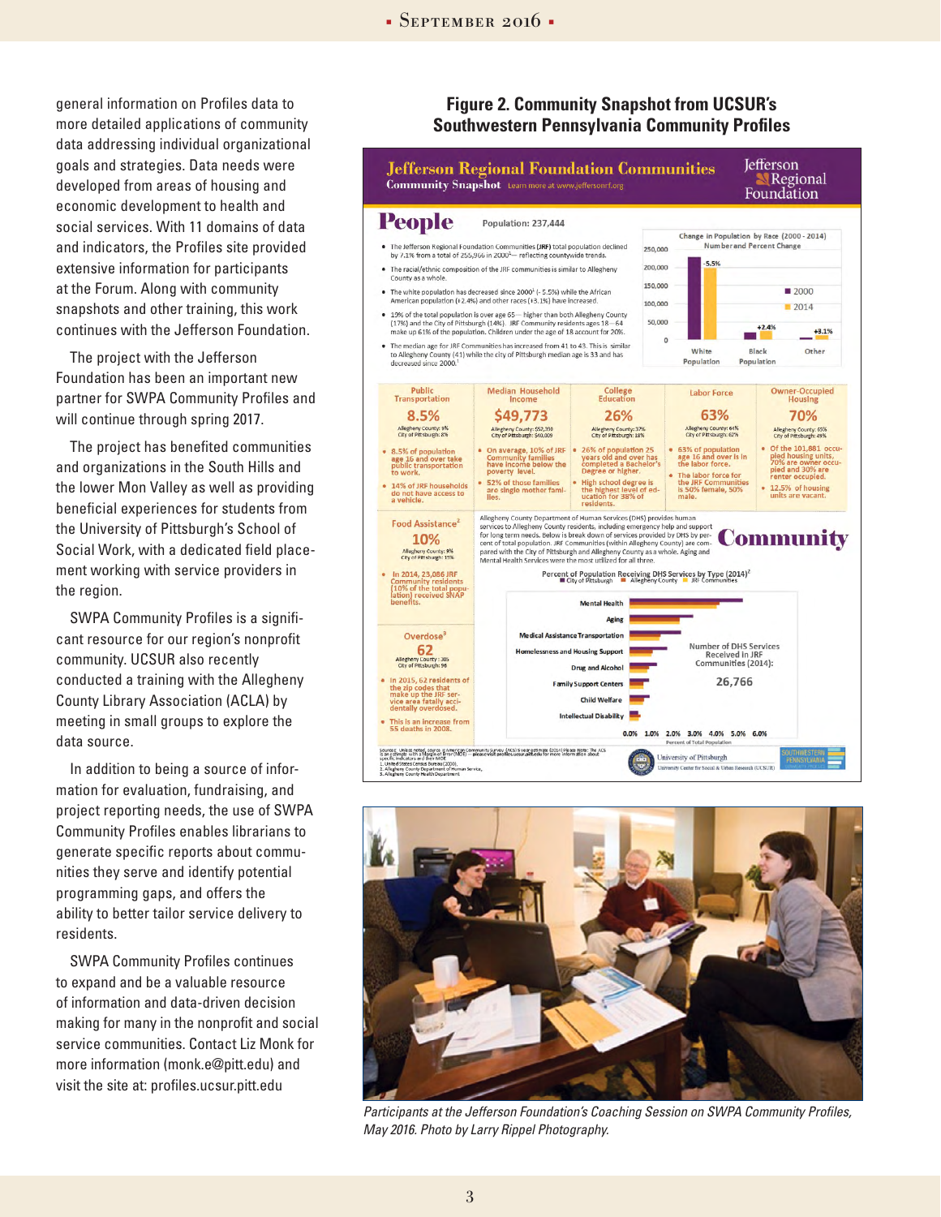general information on Profiles data to more detailed applications of community data addressing individual organizational goals and strategies. Data needs were developed from areas of housing and economic development to health and social services. With 11 domains of data and indicators, the Profiles site provided extensive information for participants at the Forum. Along with community snapshots and other training, this work continues with the Jefferson Foundation.

The project with the Jefferson Foundation has been an important new partner for SWPA Community Profiles and will continue through spring 2017.

The project has benefited communities and organizations in the South Hills and the lower Mon Valley as well as providing beneficial experiences for students from the University of Pittsburgh's School of Social Work, with a dedicated field placement working with service providers in the region.

SWPA Community Profiles is a significant resource for our region's nonprofit community. UCSUR also recently conducted a training with the Allegheny County Library Association (ACLA) by meeting in small groups to explore the data source.

In addition to being a source of information for evaluation, fundraising, and project reporting needs, the use of SWPA Community Profiles enables librarians to generate specific reports about communities they serve and identify potential programming gaps, and offers the ability to better tailor service delivery to residents.

SWPA Community Profiles continues to expand and be a valuable resource of information and data-driven decision making for many in the nonprofit and social service communities. Contact Liz Monk for more information (monk.e@pitt.edu) and visit the site at: profiles.ucsur.pitt.edu

**Figure 2. Community Snapshot from UCSUR's Southwestern Pennsylvania Community Profiles**

*Participants at the Jefferson Foundation's Coaching Session on SWPA Community Profiles, May 2016. Photo by Larry Rippel Photography.*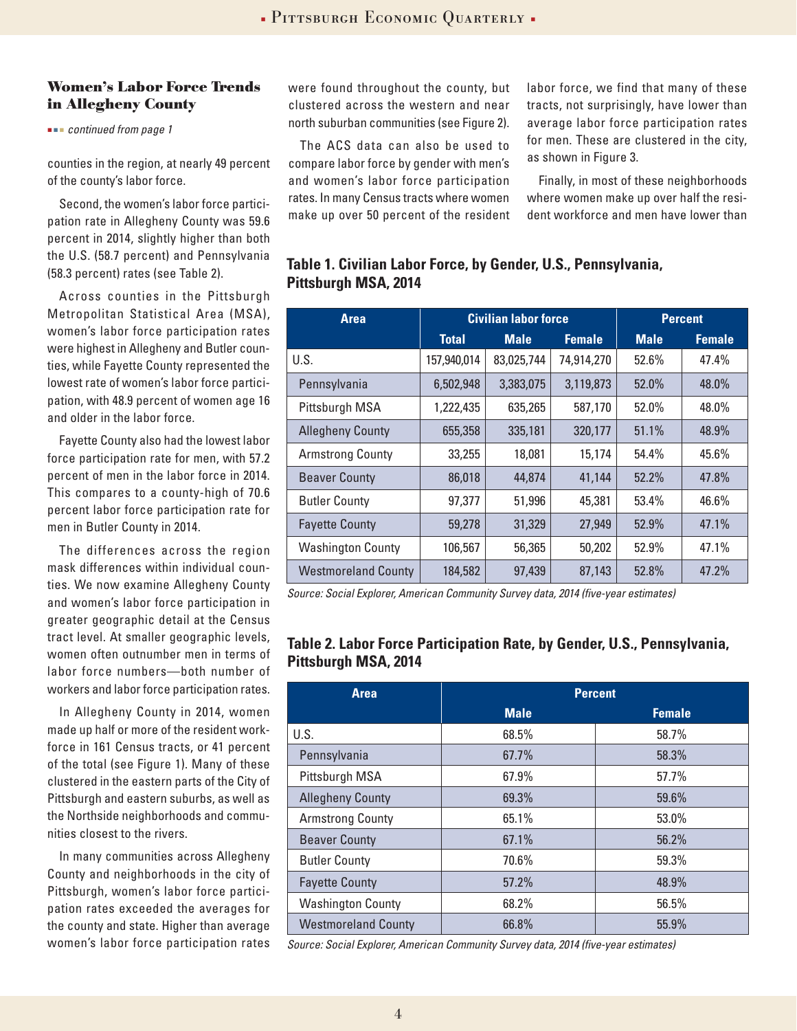## Women's Labor Force Trends in Allegheny County

*continued from page 1*

counties in the region, at nearly 49 percent of the county's labor force.

Second, the women's labor force participation rate in Allegheny County was 59.6 percent in 2014, slightly higher than both the U.S. (58.7 percent) and Pennsylvania (58.3 percent) rates (see Table 2).

Across counties in the Pittsburgh Metropolitan Statistical Area (MSA), women's labor force participation rates were highest in Allegheny and Butler counties, while Fayette County represented the lowest rate of women's labor force participation, with 48.9 percent of women age 16 and older in the labor force.

Fayette County also had the lowest labor force participation rate for men, with 57.2 percent of men in the labor force in 2014. This compares to a county-high of 70.6 percent labor force participation rate for men in Butler County in 2014.

The differences across the region mask differences within individual counties. We now examine Allegheny County and women's labor force participation in greater geographic detail at the Census tract level. At smaller geographic levels, women often outnumber men in terms of labor force numbers—both number of workers and labor force participation rates.

In Allegheny County in 2014, women made up half or more of the resident workforce in 161 Census tracts, or 41 percent of the total (see Figure 1). Many of these clustered in the eastern parts of the City of Pittsburgh and eastern suburbs, as well as the Northside neighborhoods and communities closest to the rivers.

In many communities across Allegheny County and neighborhoods in the city of Pittsburgh, women's labor force participation rates exceeded the averages for the county and state. Higher than average women's labor force participation rates were found throughout the county, but clustered across the western and near north suburban communities (see Figure 2).

The ACS data can also be used to compare labor force by gender with men's and women's labor force participation rates. In many Census tracts where women make up over 50 percent of the resident labor force, we find that many of these tracts, not surprisingly, have lower than average labor force participation rates for men. These are clustered in the city, as shown in Figure 3.

Finally, in most of these neighborhoods where women make up over half the resident workforce and men have lower than

**Table 1. Civilian Labor Force, by Gender, U.S., Pennsylvania, Pittsburgh MSA, 2014**

| Area | Civilian labor force | | | Percent | |
|---|---|---|---|---|---|
| | Total | Male | Female | Male | Female |
| U.S. | 157,940,014 | 83,025,744 | 74,914,270 | 52.6% | 47.4% |
| Pennsylvania | 6,502,948 | 3,383,075 | 3,119,873 | 52.0% | 48.0% |
| Pittsburgh MSA | 1,222,435 | 635,265 | 587,170 | 52.0% | 48.0% |
| Allegheny County | 655,358 | 335,181 | 320,177 | 51.1% | 48.9% |
| Armstrong County | 33,255 | 18,081 | 15,174 | 54.4% | 45.6% |
| Beaver County | 86,018 | 44,874 | 41,144 | 52.2% | 47.8% |
| Butler County | 97,377 | 51,996 | 45,381 | 53.4% | 46.6% |
| Fayette County | 59,278 | 31,329 | 27,949 | 52.9% | 47.1% |
| Washington County | 106,567 | 56,365 | 50,202 | 52.9% | 47.1% |
| Westmoreland County | 184,582 | 97,439 | 87,143 | 52.8% | 47.2% |

*Source: Social Explorer, American Community Survey data, 2014 (five-year estimates)*

**Table 2. Labor Force Participation Rate, by Gender, U.S., Pennsylvania, Pittsburgh MSA, 2014**

| Area | Percent | |
|---|---|---|
| | Male | Female |
| U.S. | 68.5% | 58.7% |
| Pennsylvania | 67.7% | 58.3% |
| Pittsburgh MSA | 67.9% | 57.7% |
| Allegheny County | 69.3% | 59.6% |
| Armstrong County | 65.1% | 53.0% |
| Beaver County | 67.1% | 56.2% |
| Butler County | 70.6% | 59.3% |
| Fayette County | 57.2% | 48.9% |
| Washington County | 68.2% | 56.5% |
| Westmoreland County | 66.8% | 55.9% |

*Source: Social Explorer, American Community Survey data, 2014 (five-year estimates)*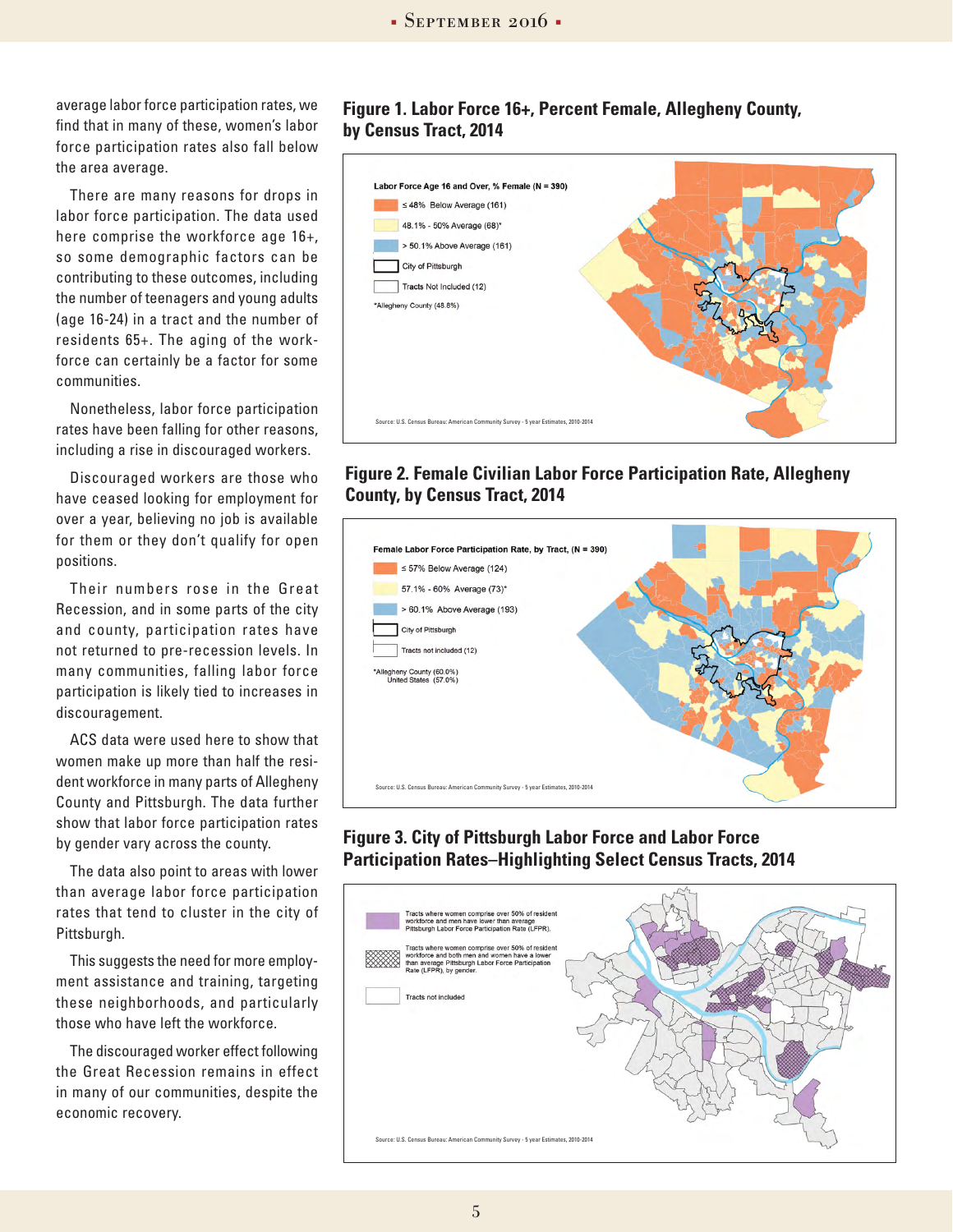average labor force participation rates, we find that in many of these, women's labor force participation rates also fall below the area average.

There are many reasons for drops in labor force participation. The data used here comprise the workforce age 16+, so some demographic factors can be contributing to these outcomes, including the number of teenagers and young adults (age 16-24) in a tract and the number of residents 65+. The aging of the workforce can certainly be a factor for some communities.

Nonetheless, labor force participation rates have been falling for other reasons, including a rise in discouraged workers.

Discouraged workers are those who have ceased looking for employment for over a year, believing no job is available for them or they don't qualify for open positions.

Their numbers rose in the Great Recession, and in some parts of the city and county, participation rates have not returned to pre-recession levels. In many communities, falling labor force participation is likely tied to increases in discouragement.

ACS data were used here to show that women make up more than half the resident workforce in many parts of Allegheny County and Pittsburgh. The data further show that labor force participation rates by gender vary across the county.

The data also point to areas with lower than average labor force participation rates that tend to cluster in the city of Pittsburgh.

This suggests the need for more employment assistance and training, targeting these neighborhoods, and particularly those who have left the workforce.

The discouraged worker effect following the Great Recession remains in effect in many of our communities, despite the economic recovery.

**Figure 1. Labor Force 16+, Percent Female, Allegheny County, by Census Tract, 2014**

Labor Force Age 16 and Over, % Female (N = 390)
- ≤ 48% Below Average (161)
- 48.1% - 50% Average (68)*
- > 50.1% Above Average (161)
- City of Pittsburgh
- Tracts Not Included (12)

*Allegheny County (48.8%)

Source: U.S. Census Bureau: American Community Survey - 5 year Estimates, 2010-2014

**Figure 2. Female Civilian Labor Force Participation Rate, Allegheny County, by Census Tract, 2014**

Female Labor Force Participation Rate, by Tract, (N = 390)
- ≤ 57% Below Average (124)
- 57.1% - 60% Average (73)*
- > 60.1% Above Average (193)
- City of Pittsburgh
- Tracts not included (12)

*Allegheny County (60.0%)
United States (57.0%)

Source: U.S. Census Bureau: American Community Survey - 5 year Estimates, 2010-2014

**Figure 3. City of Pittsburgh Labor Force and Labor Force Participation Rates–Highlighting Select Census Tracts, 2014**

- Tracts where women comprise over 50% of resident workforce and men have lower than average Pittsburgh Labor Force Participation Rate (LFPR).
- Tracts where women comprise over 50% of resident workforce and both men and women have a lower than average Pittsburgh Labor Force Participation Rate (LFPR), by gender.
- Tracts not included

Source: U.S. Census Bureau: American Community Survey - 5 year Estimates, 2010-2014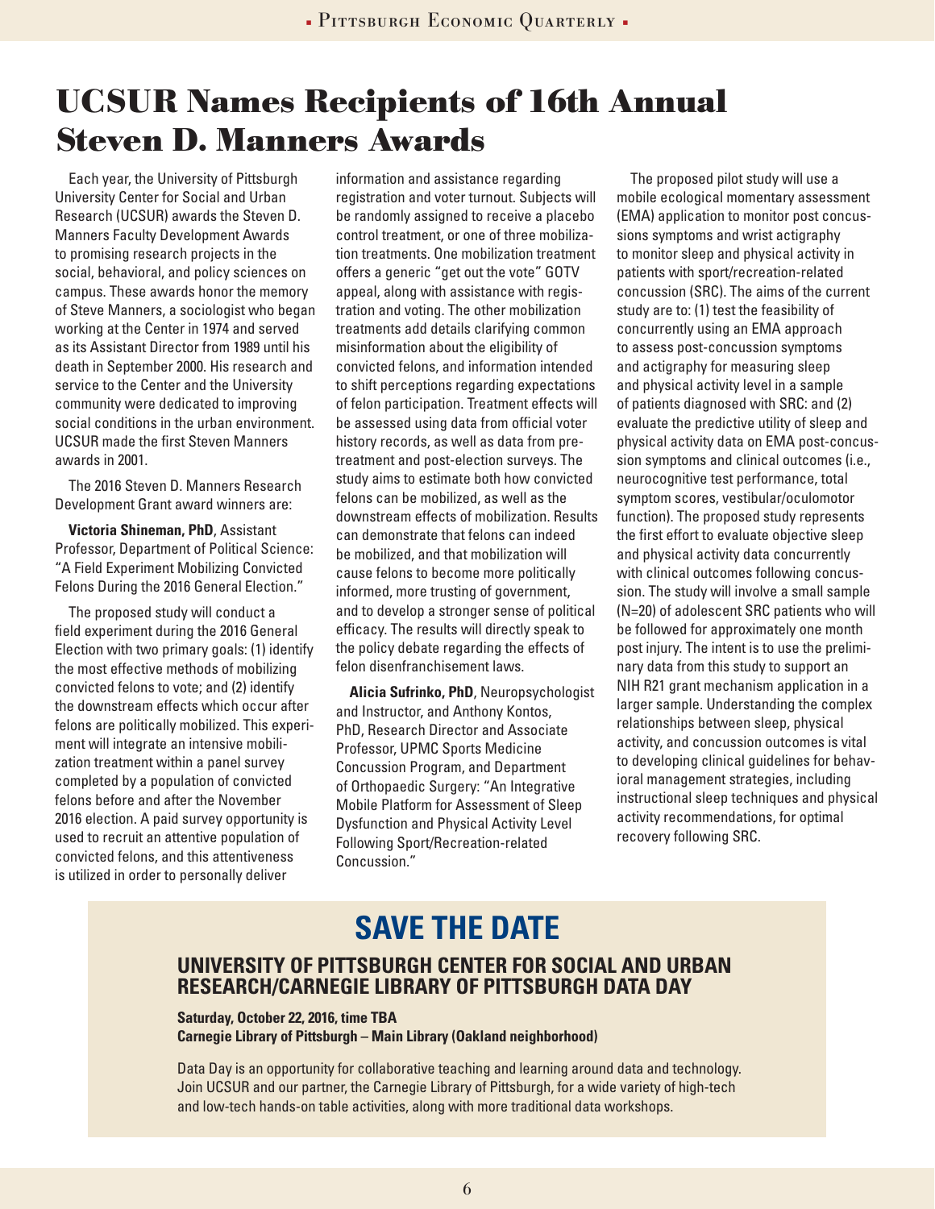# UCSUR Names Recipients of 16th Annual Steven D. Manners Awards

Each year, the University of Pittsburgh University Center for Social and Urban Research (UCSUR) awards the Steven D. Manners Faculty Development Awards to promising research projects in the social, behavioral, and policy sciences on campus. These awards honor the memory of Steve Manners, a sociologist who began working at the Center in 1974 and served as its Assistant Director from 1989 until his death in September 2000. His research and service to the Center and the University community were dedicated to improving social conditions in the urban environment. UCSUR made the first Steven Manners awards in 2001.

The 2016 Steven D. Manners Research Development Grant award winners are:

**Victoria Shineman, PhD**, Assistant Professor, Department of Political Science: "A Field Experiment Mobilizing Convicted Felons During the 2016 General Election."

The proposed study will conduct a field experiment during the 2016 General Election with two primary goals: (1) identify the most effective methods of mobilizing convicted felons to vote; and (2) identify the downstream effects which occur after felons are politically mobilized. This experiment will integrate an intensive mobilization treatment within a panel survey completed by a population of convicted felons before and after the November 2016 election. A paid survey opportunity is used to recruit an attentive population of convicted felons, and this attentiveness is utilized in order to personally deliver information and assistance regarding registration and voter turnout. Subjects will be randomly assigned to receive a placebo control treatment, or one of three mobilization treatments. One mobilization treatment offers a generic "get out the vote" GOTV appeal, along with assistance with registration and voting. The other mobilization treatments add details clarifying common misinformation about the eligibility of convicted felons, and information intended to shift perceptions regarding expectations of felon participation. Treatment effects will be assessed using data from official voter history records, as well as data from pre-treatment and post-election surveys. The study aims to estimate both how convicted felons can be mobilized, as well as the downstream effects of mobilization. Results can demonstrate that felons can indeed be mobilized, and that mobilization will cause felons to become more politically informed, more trusting of government, and to develop a stronger sense of political efficacy. The results will directly speak to the policy debate regarding the effects of felon disenfranchisement laws.

**Alicia Sufrinko, PhD**, Neuropsychologist and Instructor, and Anthony Kontos, PhD, Research Director and Associate Professor, UPMC Sports Medicine Concussion Program, and Department of Orthopaedic Surgery: "An Integrative Mobile Platform for Assessment of Sleep Dysfunction and Physical Activity Level Following Sport/Recreation-related Concussion."

The proposed pilot study will use a mobile ecological momentary assessment (EMA) application to monitor post concussions symptoms and wrist actigraphy to monitor sleep and physical activity in patients with sport/recreation-related concussion (SRC). The aims of the current study are to: (1) test the feasibility of concurrently using an EMA approach to assess post-concussion symptoms and actigraphy for measuring sleep and physical activity level in a sample of patients diagnosed with SRC: and (2) evaluate the predictive utility of sleep and physical activity data on EMA post-concussion symptoms and clinical outcomes (i.e., neurocognitive test performance, total symptom scores, vestibular/oculomotor function). The proposed study represents the first effort to evaluate objective sleep and physical activity data concurrently with clinical outcomes following concussion. The study will involve a small sample (N=20) of adolescent SRC patients who will be followed for approximately one month post injury. The intent is to use the preliminary data from this study to support an NIH R21 grant mechanism application in a larger sample. Understanding the complex relationships between sleep, physical activity, and concussion outcomes is vital to developing clinical guidelines for behavioral management strategies, including instructional sleep techniques and physical activity recommendations, for optimal recovery following SRC.

## SAVE THE DATE

### UNIVERSITY OF PITTSBURGH CENTER FOR SOCIAL AND URBAN RESEARCH/CARNEGIE LIBRARY OF PITTSBURGH DATA DAY

**Saturday, October 22, 2016, time TBA**
**Carnegie Library of Pittsburgh – Main Library (Oakland neighborhood)**

Data Day is an opportunity for collaborative teaching and learning around data and technology. Join UCSUR and our partner, the Carnegie Library of Pittsburgh, for a wide variety of high-tech and low-tech hands-on table activities, along with more traditional data workshops.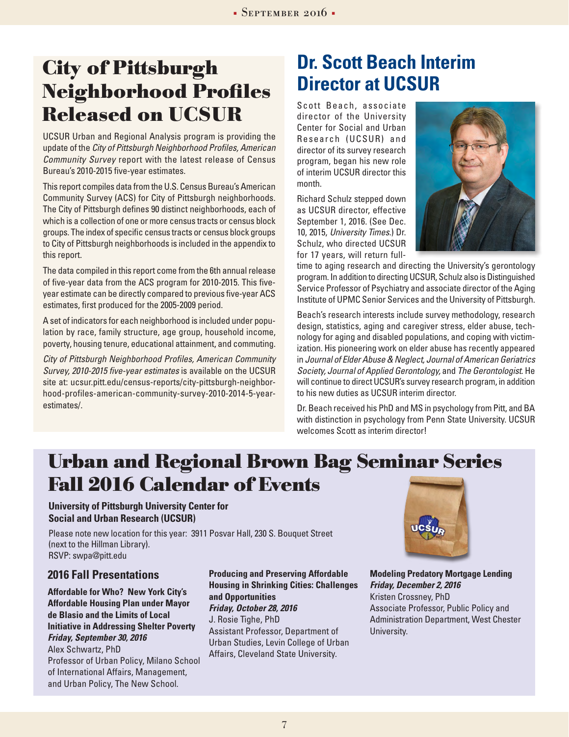# City of Pittsburgh Neighborhood Profiles Released on UCSUR

UCSUR Urban and Regional Analysis program is providing the update of the *City of Pittsburgh Neighborhood Profiles, American Community Survey* report with the latest release of Census Bureau's 2010-2015 five-year estimates.

This report compiles data from the U.S. Census Bureau's American Community Survey (ACS) for City of Pittsburgh neighborhoods. The City of Pittsburgh defines 90 distinct neighborhoods, each of which is a collection of one or more census tracts or census block groups. The index of specific census tracts or census block groups to City of Pittsburgh neighborhoods is included in the appendix to this report.

The data compiled in this report come from the 6th annual release of five-year data from the ACS program for 2010-2015. This five-year estimate can be directly compared to previous five-year ACS estimates, first produced for the 2005-2009 period.

A set of indicators for each neighborhood is included under population by race, family structure, age group, household income, poverty, housing tenure, educational attainment, and commuting.

*City of Pittsburgh Neighborhood Profiles, American Community Survey, 2010-2015 five-year estimates* is available on the UCSUR site at: ucsur.pitt.edu/census-reports/city-pittsburgh-neighborhood-profiles-american-community-survey-2010-2014-5-year-estimates/.

# Dr. Scott Beach Interim Director at UCSUR

Scott Beach, associate director of the University Center for Social and Urban Research (UCSUR) and director of its survey research program, began his new role of interim UCSUR director this month.

Richard Schulz stepped down as UCSUR director, effective September 1, 2016. (See Dec. 10, 2015, *University Times*.) Dr. Schulz, who directed UCSUR for 17 years, will return full-time to aging research and directing the University's gerontology program. In addition to directing UCSUR, Schulz also is Distinguished Service Professor of Psychiatry and associate director of the Aging Institute of UPMC Senior Services and the University of Pittsburgh.

Beach's research interests include survey methodology, research design, statistics, aging and caregiver stress, elder abuse, technology for aging and disabled populations, and coping with victimization. His pioneering work on elder abuse has recently appeared in *Journal of Elder Abuse & Neglect, Journal of American Geriatrics Society, Journal of Applied Gerontology,* and *The Gerontologist.* He will continue to direct UCSUR's survey research program, in addition to his new duties as UCSUR interim director.

Dr. Beach received his PhD and MS in psychology from Pitt, and BA with distinction in psychology from Penn State University. UCSUR welcomes Scott as interim director!

# Urban and Regional Brown Bag Seminar Series Fall 2016 Calendar of Events

**University of Pittsburgh University Center for Social and Urban Research (UCSUR)**

Please note new location for this year: 3911 Posvar Hall, 230 S. Bouquet Street (next to the Hillman Library).
RSVP: swpa@pitt.edu

## 2016 Fall Presentations

**Affordable for Who? New York City's Affordable Housing Plan under Mayor de Blasio and the Limits of Local Initiative in Addressing Shelter Poverty**
***Friday, September 30, 2016***
Alex Schwartz, PhD
Professor of Urban Policy, Milano School of International Affairs, Management, and Urban Policy, The New School.

**Producing and Preserving Affordable Housing in Shrinking Cities: Challenges and Opportunities**
***Friday, October 28, 2016***
J. Rosie Tighe, PhD
Assistant Professor, Department of Urban Studies, Levin College of Urban Affairs, Cleveland State University.

**Modeling Predatory Mortgage Lending**
***Friday, December 2, 2016***
Kristen Crossney, PhD
Associate Professor, Public Policy and Administration Department, West Chester University.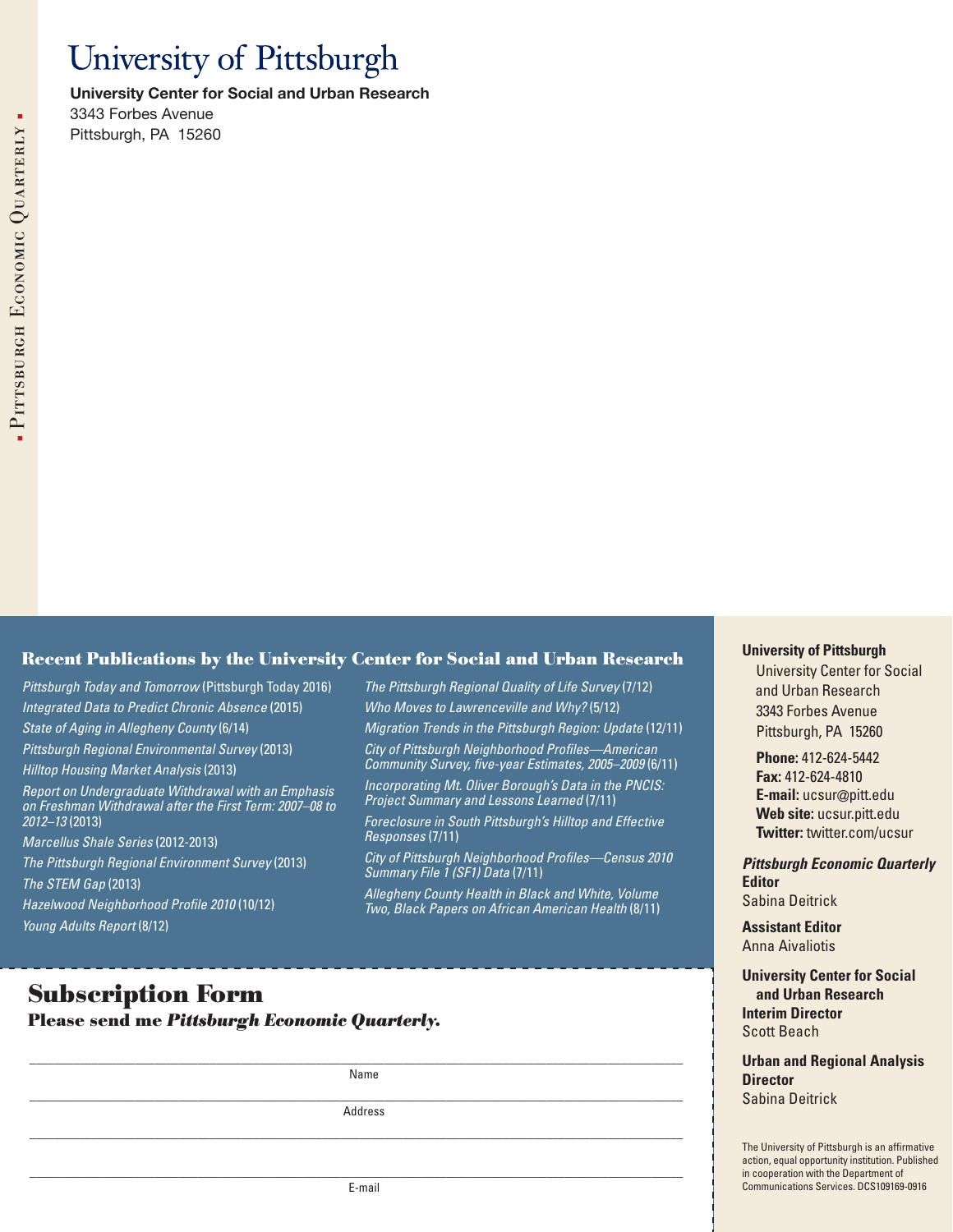University of Pittsburgh

**University Center for Social and Urban Research**
3343 Forbes Avenue
Pittsburgh, PA 15260

## Recent Publications by the University Center for Social and Urban Research

*Pittsburgh Today and Tomorrow* (Pittsburgh Today 2016)
*Integrated Data to Predict Chronic Absence* (2015)
*State of Aging in Allegheny County* (6/14)
*Pittsburgh Regional Environmental Survey* (2013)
*Hilltop Housing Market Analysis* (2013)
*Report on Undergraduate Withdrawal with an Emphasis on Freshman Withdrawal after the First Term: 2007–08 to 2012–13* (2013)
*Marcellus Shale Series* (2012-2013)
*The Pittsburgh Regional Environment Survey* (2013)
*The STEM Gap* (2013)
*Hazelwood Neighborhood Profile 2010* (10/12)
*Young Adults Report* (8/12)
*The Pittsburgh Regional Quality of Life Survey* (7/12)
*Who Moves to Lawrenceville and Why?* (5/12)
*Migration Trends in the Pittsburgh Region: Update* (12/11)
*City of Pittsburgh Neighborhood Profiles—American Community Survey, five-year Estimates, 2005–2009* (6/11)
*Incorporating Mt. Oliver Borough's Data in the PNCIS: Project Summary and Lessons Learned* (7/11)
*Foreclosure in South Pittsburgh's Hilltop and Effective Responses* (7/11)
*City of Pittsburgh Neighborhood Profiles—Census 2010 Summary File 1 (SF1) Data* (7/11)
*Allegheny County Health in Black and White, Volume Two, Black Papers on African American Health* (8/11)

## Subscription Form

**Please send me *Pittsburgh Economic Quarterly*.**

\_\_\_\_\_\_\_\_\_\_\_\_\_\_\_\_\_\_\_\_\_\_\_\_\_\_\_\_\_\_\_\_
Name

\_\_\_\_\_\_\_\_\_\_\_\_\_\_\_\_\_\_\_\_\_\_\_\_\_\_\_\_\_\_\_\_
Address

\_\_\_\_\_\_\_\_\_\_\_\_\_\_\_\_\_\_\_\_\_\_\_\_\_\_\_\_\_\_\_\_

\_\_\_\_\_\_\_\_\_\_\_\_\_\_\_\_\_\_\_\_\_\_\_\_\_\_\_\_\_\_\_\_
E-mail

**University of Pittsburgh**
University Center for Social and Urban Research
3343 Forbes Avenue
Pittsburgh, PA 15260

**Phone:** 412-624-5442
**Fax:** 412-624-4810
**E-mail:** ucsur@pitt.edu
**Web site:** ucsur.pitt.edu
**Twitter:** twitter.com/ucsur

***Pittsburgh Economic Quarterly***
**Editor**
Sabina Deitrick

**Assistant Editor**
Anna Aivaliotis

**University Center for Social and Urban Research**
**Interim Director**
Scott Beach

**Urban and Regional Analysis Director**
Sabina Deitrick

The University of Pittsburgh is an affirmative action, equal opportunity institution. Published in cooperation with the Department of Communications Services. DCS109169-0916